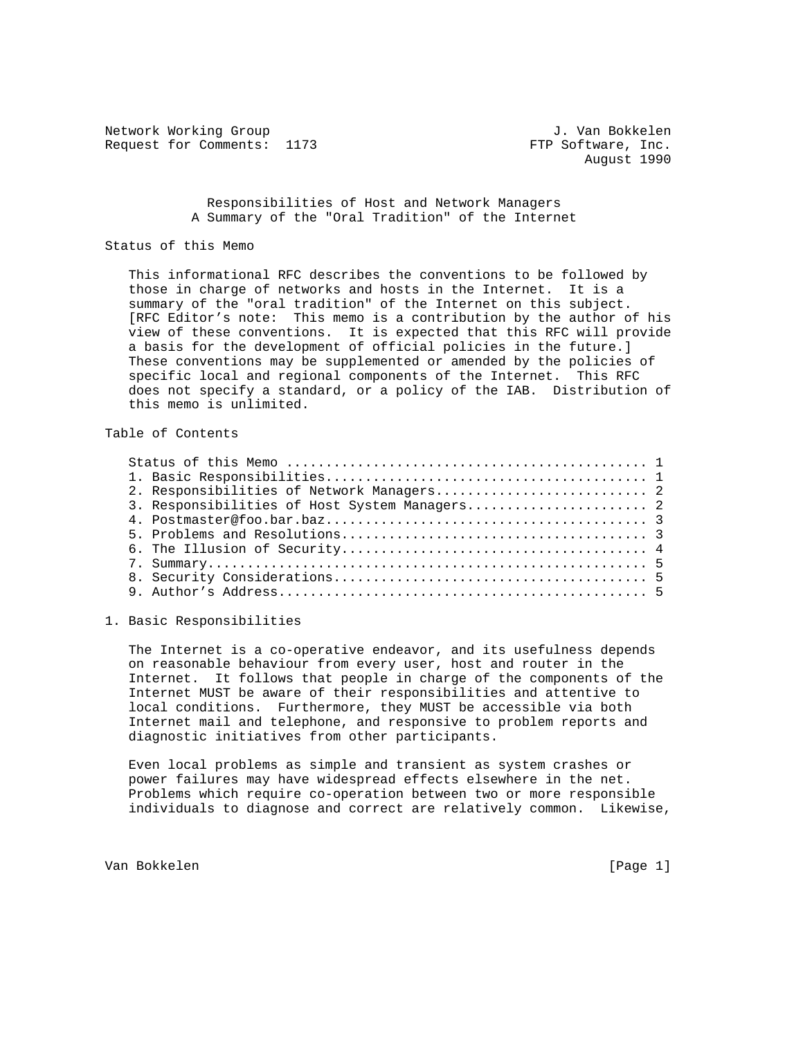Network Working Group J. Van Bokkelen
Request for Comments: 1173 FTP Software, Inc.
August 1990

# Responsibilities of Host and Network Managers
## A Summary of the "Oral Tradition" of the Internet

## Status of this Memo

This informational RFC describes the conventions to be followed by those in charge of networks and hosts in the Internet. It is a summary of the "oral tradition" of the Internet on this subject. [RFC Editor's note: This memo is a contribution by the author of his view of these conventions. It is expected that this RFC will provide a basis for the development of official policies in the future.] These conventions may be supplemented or amended by the policies of specific local and regional components of the Internet. This RFC does not specify a standard, or a policy of the IAB. Distribution of this memo is unlimited.

## Table of Contents

```
Status of this Memo ............................................ 1
1. Basic Responsibilities....................................... 1
2. Responsibilities of Network Managers.......................... 2
3. Responsibilities of Host System Managers...................... 2
4. Postmaster@foo.bar.baz........................................ 3
5. Problems and Resolutions...................................... 3
6. The Illusion of Security...................................... 4
7. Summary....................................................... 5
8. Security Considerations....................................... 5
9. Author's Address.............................................. 5
```

## 1. Basic Responsibilities

The Internet is a co-operative endeavor, and its usefulness depends on reasonable behaviour from every user, host and router in the Internet. It follows that people in charge of the components of the Internet MUST be aware of their responsibilities and attentive to local conditions. Furthermore, they MUST be accessible via both Internet mail and telephone, and responsive to problem reports and diagnostic initiatives from other participants.

Even local problems as simple and transient as system crashes or power failures may have widespread effects elsewhere in the net. Problems which require co-operation between two or more responsible individuals to diagnose and correct are relatively common. Likewise,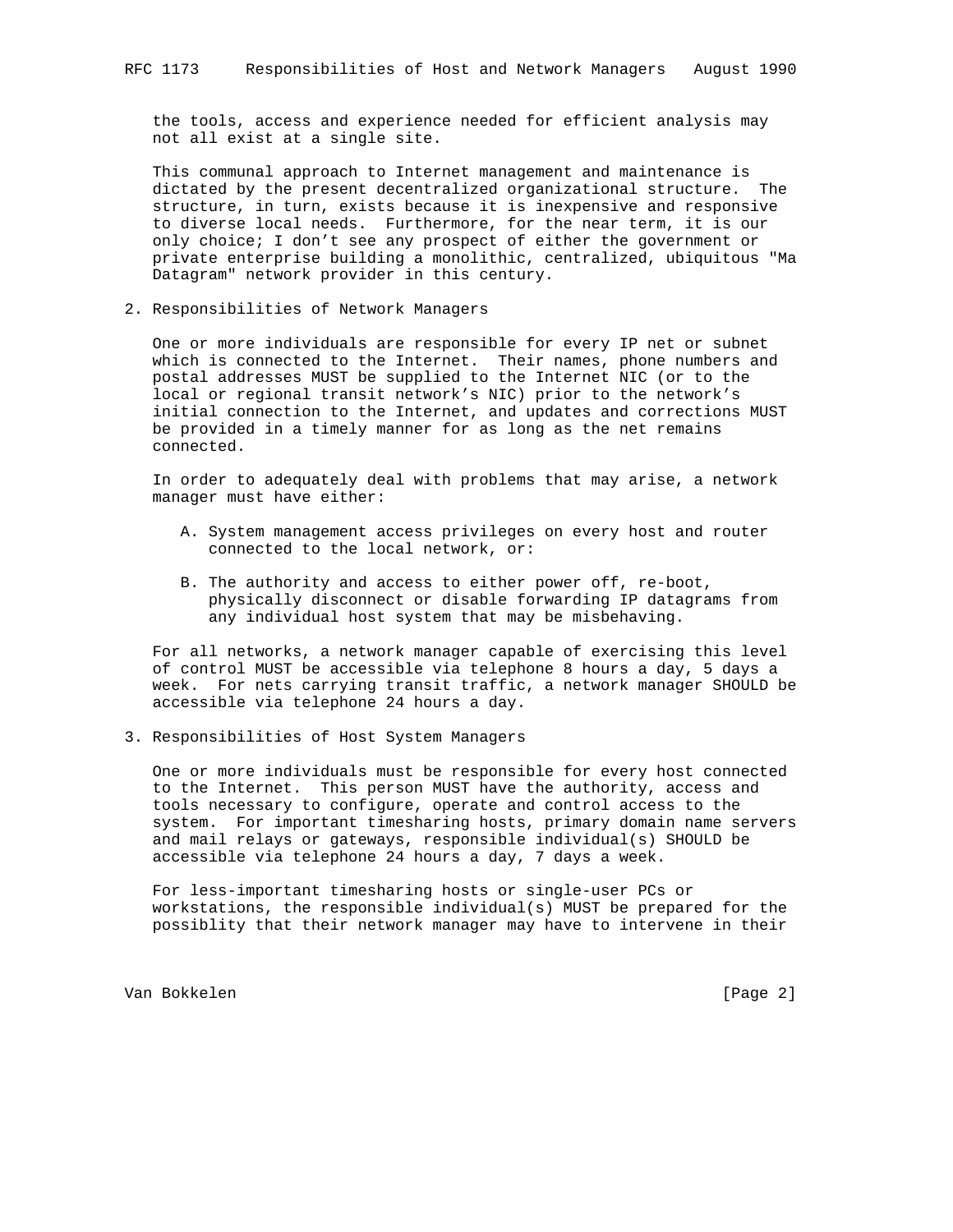the tools, access and experience needed for efficient analysis may not all exist at a single site.

This communal approach to Internet management and maintenance is dictated by the present decentralized organizational structure. The structure, in turn, exists because it is inexpensive and responsive to diverse local needs. Furthermore, for the near term, it is our only choice; I don't see any prospect of either the government or private enterprise building a monolithic, centralized, ubiquitous "Ma Datagram" network provider in this century.

## 2. Responsibilities of Network Managers

One or more individuals are responsible for every IP net or subnet which is connected to the Internet. Their names, phone numbers and postal addresses MUST be supplied to the Internet NIC (or to the local or regional transit network's NIC) prior to the network's initial connection to the Internet, and updates and corrections MUST be provided in a timely manner for as long as the net remains connected.

In order to adequately deal with problems that may arise, a network manager must have either:

A. System management access privileges on every host and router connected to the local network, or:

B. The authority and access to either power off, re-boot, physically disconnect or disable forwarding IP datagrams from any individual host system that may be misbehaving.

For all networks, a network manager capable of exercising this level of control MUST be accessible via telephone 8 hours a day, 5 days a week. For nets carrying transit traffic, a network manager SHOULD be accessible via telephone 24 hours a day.

## 3. Responsibilities of Host System Managers

One or more individuals must be responsible for every host connected to the Internet. This person MUST have the authority, access and tools necessary to configure, operate and control access to the system. For important timesharing hosts, primary domain name servers and mail relays or gateways, responsible individual(s) SHOULD be accessible via telephone 24 hours a day, 7 days a week.

For less-important timesharing hosts or single-user PCs or workstations, the responsible individual(s) MUST be prepared for the possiblity that their network manager may have to intervene in their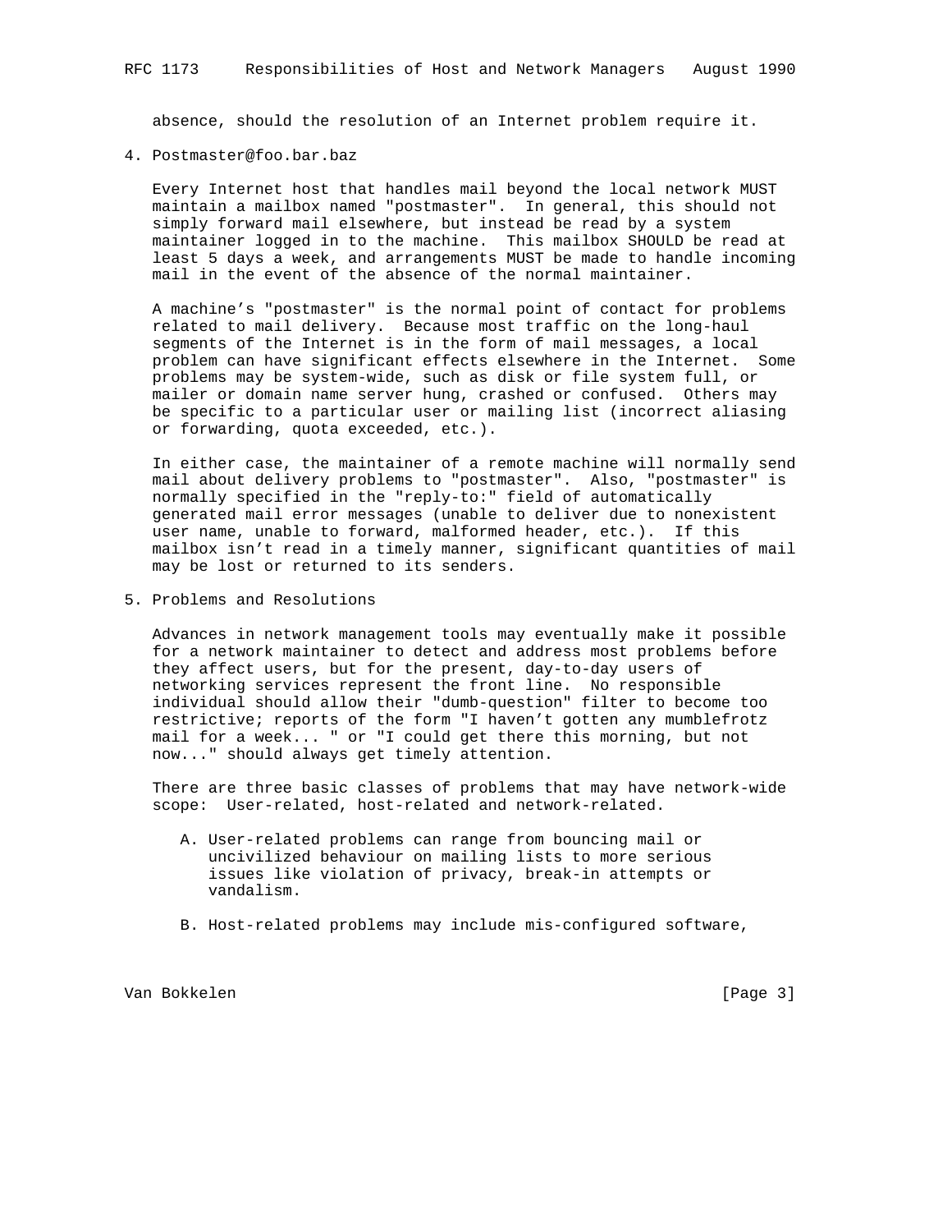absence, should the resolution of an Internet problem require it.

## 4. Postmaster@foo.bar.baz

Every Internet host that handles mail beyond the local network MUST maintain a mailbox named "postmaster". In general, this should not simply forward mail elsewhere, but instead be read by a system maintainer logged in to the machine. This mailbox SHOULD be read at least 5 days a week, and arrangements MUST be made to handle incoming mail in the event of the absence of the normal maintainer.

A machine's "postmaster" is the normal point of contact for problems related to mail delivery. Because most traffic on the long-haul segments of the Internet is in the form of mail messages, a local problem can have significant effects elsewhere in the Internet. Some problems may be system-wide, such as disk or file system full, or mailer or domain name server hung, crashed or confused. Others may be specific to a particular user or mailing list (incorrect aliasing or forwarding, quota exceeded, etc.).

In either case, the maintainer of a remote machine will normally send mail about delivery problems to "postmaster". Also, "postmaster" is normally specified in the "reply-to:" field of automatically generated mail error messages (unable to deliver due to nonexistent user name, unable to forward, malformed header, etc.). If this mailbox isn't read in a timely manner, significant quantities of mail may be lost or returned to its senders.

## 5. Problems and Resolutions

Advances in network management tools may eventually make it possible for a network maintainer to detect and address most problems before they affect users, but for the present, day-to-day users of networking services represent the front line. No responsible individual should allow their "dumb-question" filter to become too restrictive; reports of the form "I haven't gotten any mumblefrotz mail for a week... " or "I could get there this morning, but not now..." should always get timely attention.

There are three basic classes of problems that may have network-wide scope: User-related, host-related and network-related.

A. User-related problems can range from bouncing mail or uncivilized behaviour on mailing lists to more serious issues like violation of privacy, break-in attempts or vandalism.

B. Host-related problems may include mis-configured software,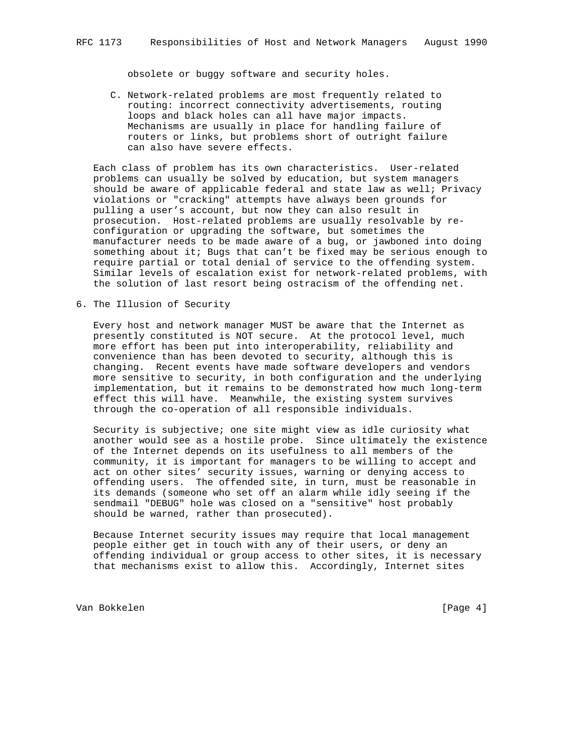obsolete or buggy software and security holes.

C. Network-related problems are most frequently related to routing: incorrect connectivity advertisements, routing loops and black holes can all have major impacts. Mechanisms are usually in place for handling failure of routers or links, but problems short of outright failure can also have severe effects.

Each class of problem has its own characteristics. User-related problems can usually be solved by education, but system managers should be aware of applicable federal and state law as well; Privacy violations or "cracking" attempts have always been grounds for pulling a user's account, but now they can also result in prosecution. Host-related problems are usually resolvable by re-configuration or upgrading the software, but sometimes the manufacturer needs to be made aware of a bug, or jawboned into doing something about it; Bugs that can't be fixed may be serious enough to require partial or total denial of service to the offending system. Similar levels of escalation exist for network-related problems, with the solution of last resort being ostracism of the offending net.

## 6. The Illusion of Security

Every host and network manager MUST be aware that the Internet as presently constituted is NOT secure. At the protocol level, much more effort has been put into interoperability, reliability and convenience than has been devoted to security, although this is changing. Recent events have made software developers and vendors more sensitive to security, in both configuration and the underlying implementation, but it remains to be demonstrated how much long-term effect this will have. Meanwhile, the existing system survives through the co-operation of all responsible individuals.

Security is subjective; one site might view as idle curiosity what another would see as a hostile probe. Since ultimately the existence of the Internet depends on its usefulness to all members of the community, it is important for managers to be willing to accept and act on other sites' security issues, warning or denying access to offending users. The offended site, in turn, must be reasonable in its demands (someone who set off an alarm while idly seeing if the sendmail "DEBUG" hole was closed on a "sensitive" host probably should be warned, rather than prosecuted).

Because Internet security issues may require that local management people either get in touch with any of their users, or deny an offending individual or group access to other sites, it is necessary that mechanisms exist to allow this. Accordingly, Internet sites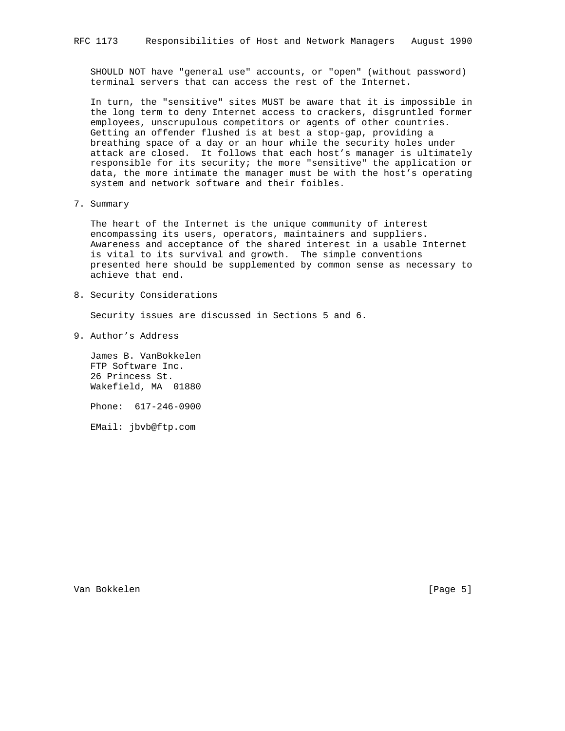SHOULD NOT have "general use" accounts, or "open" (without password) terminal servers that can access the rest of the Internet.

In turn, the "sensitive" sites MUST be aware that it is impossible in the long term to deny Internet access to crackers, disgruntled former employees, unscrupulous competitors or agents of other countries. Getting an offender flushed is at best a stop-gap, providing a breathing space of a day or an hour while the security holes under attack are closed. It follows that each host's manager is ultimately responsible for its security; the more "sensitive" the application or data, the more intimate the manager must be with the host's operating system and network software and their foibles.

## 7. Summary

The heart of the Internet is the unique community of interest encompassing its users, operators, maintainers and suppliers. Awareness and acceptance of the shared interest in a usable Internet is vital to its survival and growth. The simple conventions presented here should be supplemented by common sense as necessary to achieve that end.

## 8. Security Considerations

Security issues are discussed in Sections 5 and 6.

## 9. Author's Address

James B. VanBokkelen
FTP Software Inc.
26 Princess St.
Wakefield, MA 01880

Phone: 617-246-0900

EMail: jbvb@ftp.com